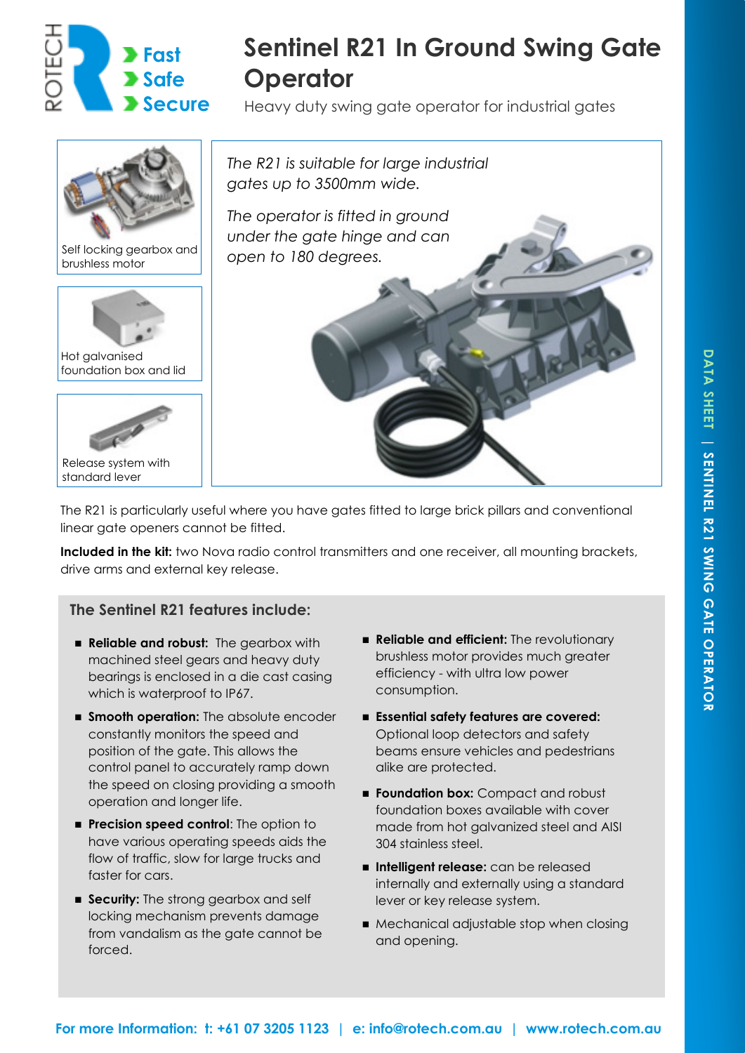ROTECH

**Fast**
**Safe**
**Secure**

# Sentinel R21 In Ground Swing Gate Operator

Heavy duty swing gate operator for industrial gates

Self locking gearbox and brushless motor

Hot galvanised foundation box and lid

Release system with standard lever

*The R21 is suitable for large industrial gates up to 3500mm wide.*

*The operator is fitted in ground under the gate hinge and can open to 180 degrees.*

The R21 is particularly useful where you have gates fitted to large brick pillars and conventional linear gate openers cannot be fitted.

**Included in the kit:** two Nova radio control transmitters and one receiver, all mounting brackets, drive arms and external key release.

## The Sentinel R21 features include:

- **Reliable and robust:** The gearbox with machined steel gears and heavy duty bearings is enclosed in a die cast casing which is waterproof to IP67.
- **Smooth operation:** The absolute encoder constantly monitors the speed and position of the gate. This allows the control panel to accurately ramp down the speed on closing providing a smooth operation and longer life.
- **Precision speed control**: The option to have various operating speeds aids the flow of traffic, slow for large trucks and faster for cars.
- **Security:** The strong gearbox and self locking mechanism prevents damage from vandalism as the gate cannot be forced.
- **Reliable and efficient:** The revolutionary brushless motor provides much greater efficiency - with ultra low power consumption.
- **Essential safety features are covered:** Optional loop detectors and safety beams ensure vehicles and pedestrians alike are protected.
- **Foundation box:** Compact and robust foundation boxes available with cover made from hot galvanized steel and AISI 304 stainless steel.
- **Intelligent release:** can be released internally and externally using a standard lever or key release system.
- Mechanical adjustable stop when closing and opening.

**For more Information: t: +61 07 3205 1123 | e: info@rotech.com.au | www.rotech.com.au**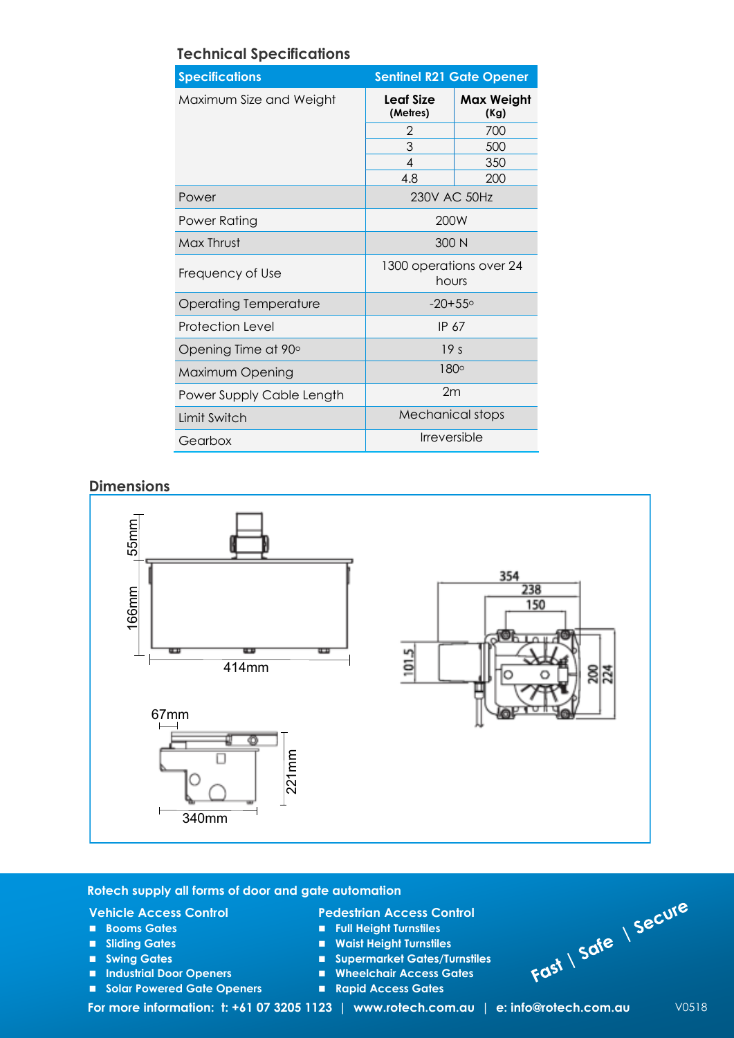## Technical Specifications

| Specifications | Sentinel R21 Gate Opener | |
|---|---|---|
| Maximum Size and Weight | **Leaf Size** (Metres) | **Max Weight** (Kg) |
| | 2 | 700 |
| | 3 | 500 |
| | 4 | 350 |
| | 4.8 | 200 |
| Power | 230V AC 50Hz | |
| Power Rating | 200W | |
| Max Thrust | 300 N | |
| Frequency of Use | 1300 operations over 24 hours | |
| Operating Temperature | -20+55° | |
| Protection Level | IP 67 | |
| Opening Time at 90° | 19 s | |
| Maximum Opening | 180° | |
| Power Supply Cable Length | 2m | |
| Limit Switch | Mechanical stops | |
| Gearbox | Irreversible | |

## Dimensions

55mm
166mm
414mm
354
238
150
101.5
200
224
67mm
221mm
340mm

**Rotech supply all forms of door and gate automation**

**Vehicle Access Control**
- Booms Gates
- Sliding Gates
- Swing Gates
- Industrial Door Openers
- Solar Powered Gate Openers

**Pedestrian Access Control**
- Full Height Turnstiles
- Waist Height Turnstiles
- Supermarket Gates/Turnstiles
- Wheelchair Access Gates
- Rapid Access Gates

Fast | Safe | Secure

**For more information: t: +61 07 3205 1123 | www.rotech.com.au | e: info@rotech.com.au**

V0518